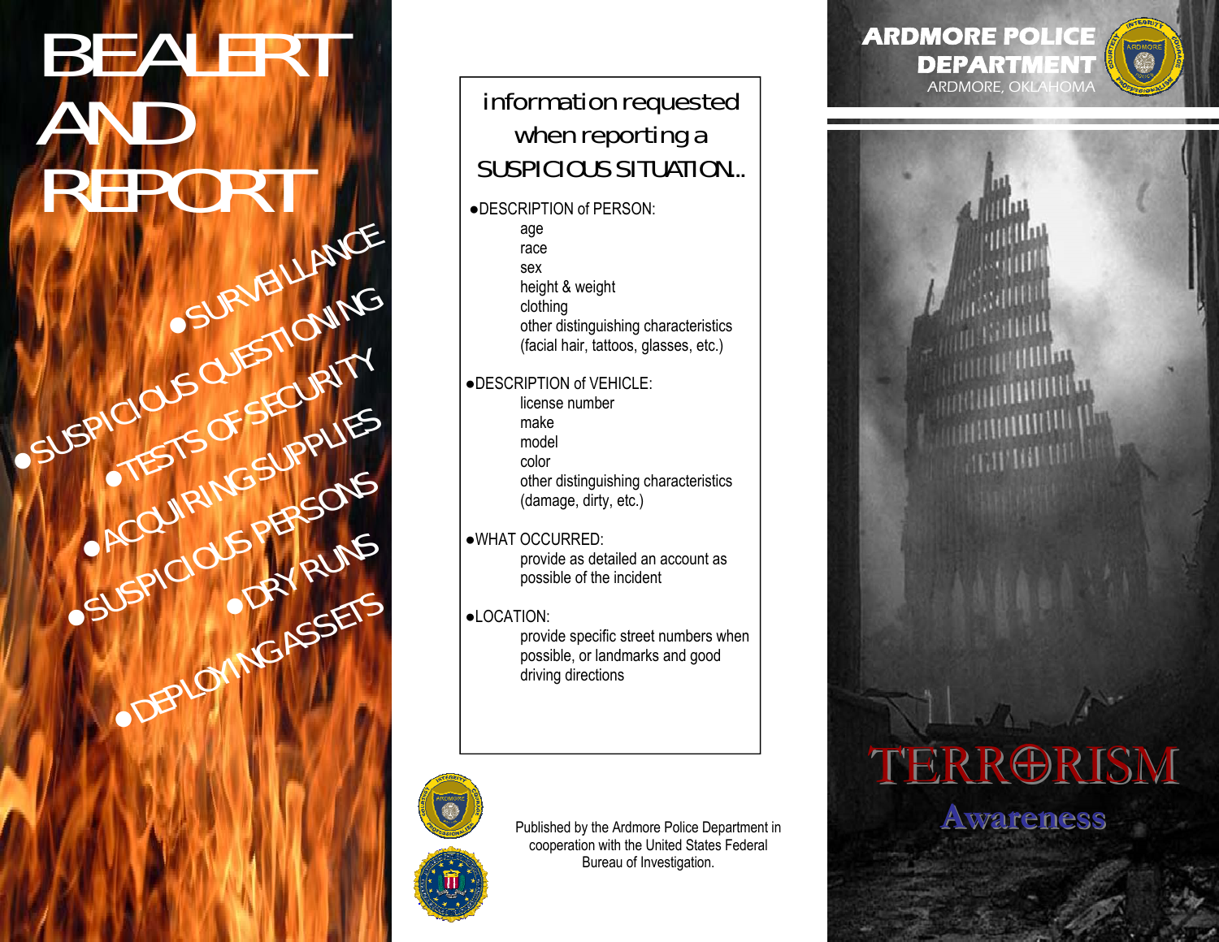# BE ALERT AND REPORT

- SURVEILLANCE
- SUSPICIOUS QUESTIONING
- TESTS OF SECURITY
- ACQUIRING SUPPLIES
- SUSPICIOUS PERSONS
- DRY RUNS
- DEPLOYING ASSETS

## information requested when reporting a SUSPICIOUS SITUATION...

- DESCRIPTION of PERSON:
  - age
  - race
  - sex
  - height & weight
  - clothing
  - other distinguishing characteristics (facial hair, tattoos, glasses, etc.)
- DESCRIPTION of VEHICLE:
  - license number
  - make
  - model
  - color
  - other distinguishing characteristics (damage, dirty, etc.)
- WHAT OCCURRED:
  - provide as detailed an account as possible of the incident
- LOCATION:
  - provide specific street numbers when possible, or landmarks and good driving directions

Published by the Ardmore Police Department in cooperation with the United States Federal Bureau of Investigation.

**ARDMORE POLICE DEPARTMENT**
ARDMORE, OKLAHOMA

# TERRORISM

## Awareness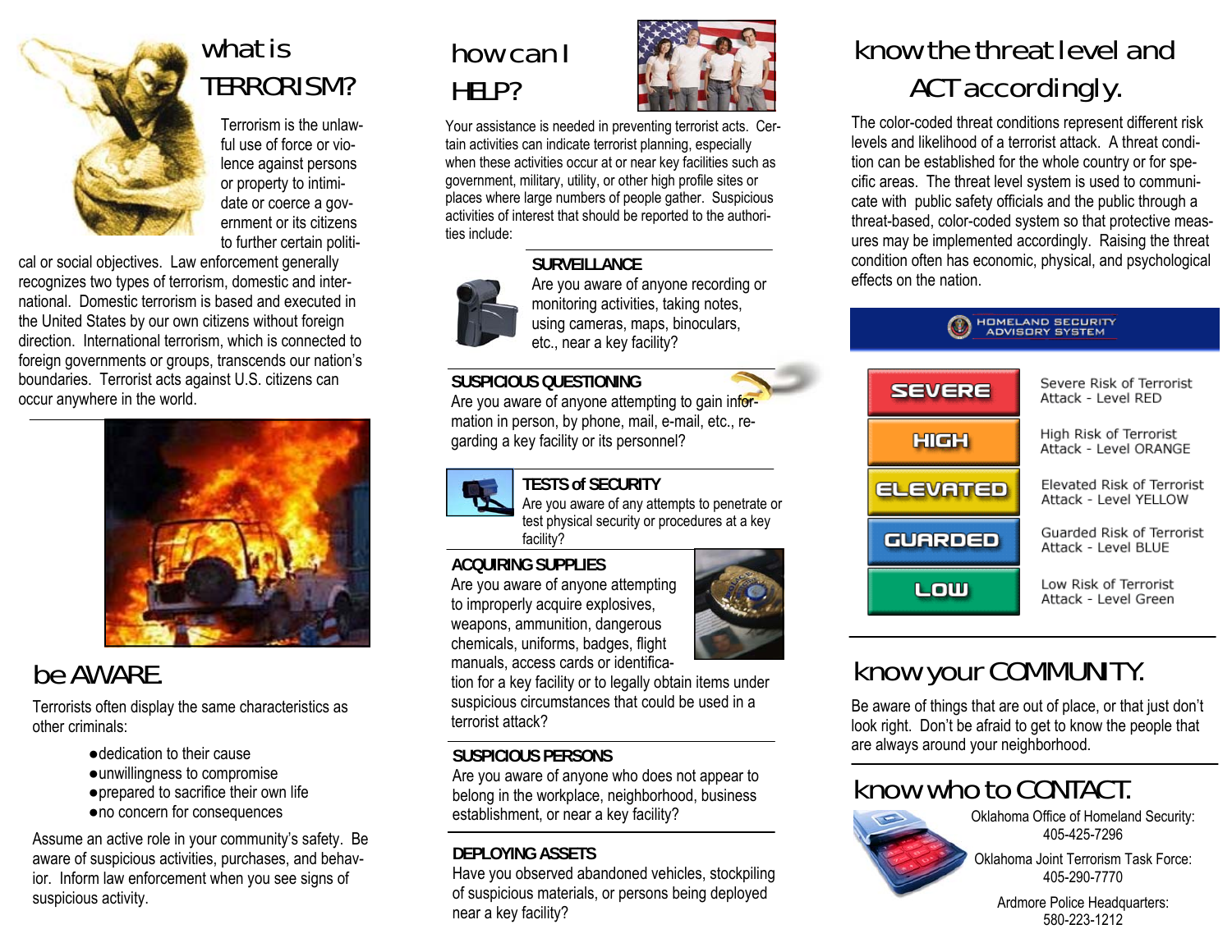## what is TERRORISM?

Terrorism is the unlawful use of force or violence against persons or property to intimidate or coerce a government or its citizens to further certain political or social objectives. Law enforcement generally recognizes two types of terrorism, domestic and international. Domestic terrorism is based and executed in the United States by our own citizens without foreign direction. International terrorism, which is connected to foreign governments or groups, transcends our nation's boundaries. Terrorist acts against U.S. citizens can occur anywhere in the world.

## be AWARE.

Terrorists often display the same characteristics as other criminals:

- dedication to their cause
- unwillingness to compromise
- prepared to sacrifice their own life
- no concern for consequences

Assume an active role in your community's safety. Be aware of suspicious activities, purchases, and behavior. Inform law enforcement when you see signs of suspicious activity.

## how can I HELP?

Your assistance is needed in preventing terrorist acts. Certain activities can indicate terrorist planning, especially when these activities occur at or near key facilities such as government, military, utility, or other high profile sites or places where large numbers of people gather. Suspicious activities of interest that should be reported to the authorities include:

### SURVEILLANCE

Are you aware of anyone recording or monitoring activities, taking notes, using cameras, maps, binoculars, etc., near a key facility?

### SUSPICIOUS QUESTIONING

Are you aware of anyone attempting to gain information in person, by phone, mail, e-mail, etc., regarding a key facility or its personnel?

### TESTS of SECURITY

Are you aware of any attempts to penetrate or test physical security or procedures at a key facility?

### ACQUIRING SUPPLIES

Are you aware of anyone attempting to improperly acquire explosives, weapons, ammunition, dangerous chemicals, uniforms, badges, flight manuals, access cards or identification for a key facility or to legally obtain items under suspicious circumstances that could be used in a terrorist attack?

### SUSPICIOUS PERSONS

Are you aware of anyone who does not appear to belong in the workplace, neighborhood, business establishment, or near a key facility?

### DEPLOYING ASSETS

Have you observed abandoned vehicles, stockpiling of suspicious materials, or persons being deployed near a key facility?

## know the threat level and ACT accordingly.

The color-coded threat conditions represent different risk levels and likelihood of a terrorist attack. A threat condition can be established for the whole country or for specific areas. The threat level system is used to communicate with public safety officials and the public through a threat-based, color-coded system so that protective measures may be implemented accordingly. Raising the threat condition often has economic, physical, and psychological effects on the nation.

HOMELAND SECURITY ADVISORY SYSTEM

| | |
|---|---|
| SEVERE | Severe Risk of Terrorist Attack - Level RED |
| HIGH | High Risk of Terrorist Attack - Level ORANGE |
| ELEVATED | Elevated Risk of Terrorist Attack - Level YELLOW |
| GUARDED | Guarded Risk of Terrorist Attack - Level BLUE |
| LOW | Low Risk of Terrorist Attack - Level Green |

## know your COMMUNITY.

Be aware of things that are out of place, or that just don't look right. Don't be afraid to get to know the people that are always around your neighborhood.

## know who to CONTACT.

Oklahoma Office of Homeland Security:
405-425-7296

Oklahoma Joint Terrorism Task Force:
405-290-7770

Ardmore Police Headquarters:
580-223-1212